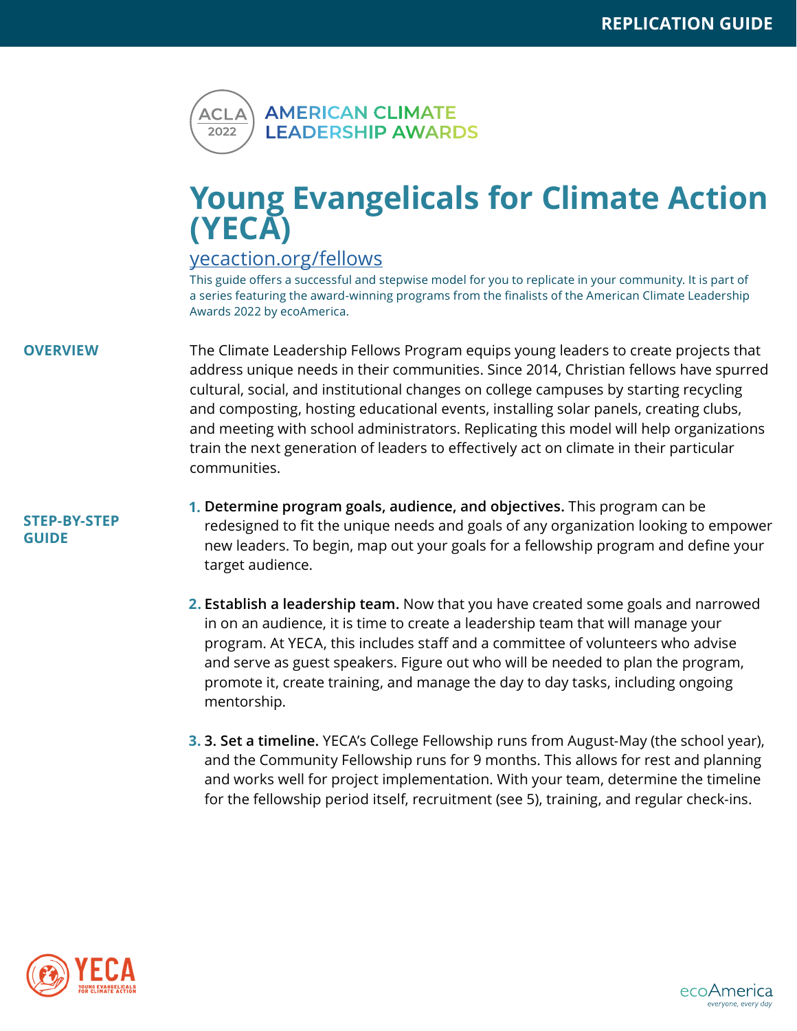REPLICATION GUIDE

ACLA 2022 AMERICAN CLIMATE LEADERSHIP AWARDS

# Young Evangelicals for Climate Action (YECA)

[yecaction.org/fellows](yecaction.org/fellows)

This guide offers a successful and stepwise model for you to replicate in your community. It is part of a series featuring the award-winning programs from the finalists of the American Climate Leadership Awards 2022 by ecoAmerica.

## OVERVIEW

The Climate Leadership Fellows Program equips young leaders to create projects that address unique needs in their communities. Since 2014, Christian fellows have spurred cultural, social, and institutional changes on college campuses by starting recycling and composting, hosting educational events, installing solar panels, creating clubs, and meeting with school administrators. Replicating this model will help organizations train the next generation of leaders to effectively act on climate in their particular communities.

## STEP-BY-STEP GUIDE

1. **Determine program goals, audience, and objectives.** This program can be redesigned to fit the unique needs and goals of any organization looking to empower new leaders. To begin, map out your goals for a fellowship program and define your target audience.

2. **Establish a leadership team.** Now that you have created some goals and narrowed in on an audience, it is time to create a leadership team that will manage your program. At YECA, this includes staff and a committee of volunteers who advise and serve as guest speakers. Figure out who will be needed to plan the program, promote it, create training, and manage the day to day tasks, including ongoing mentorship.

3. **3. Set a timeline.** YECA's College Fellowship runs from August-May (the school year), and the Community Fellowship runs for 9 months. This allows for rest and planning and works well for project implementation. With your team, determine the timeline for the fellowship period itself, recruitment (see 5), training, and regular check-ins.

YECA YOUNG EVANGELICALS FOR CLIMATE ACTION

ecoAmerica everyone, every day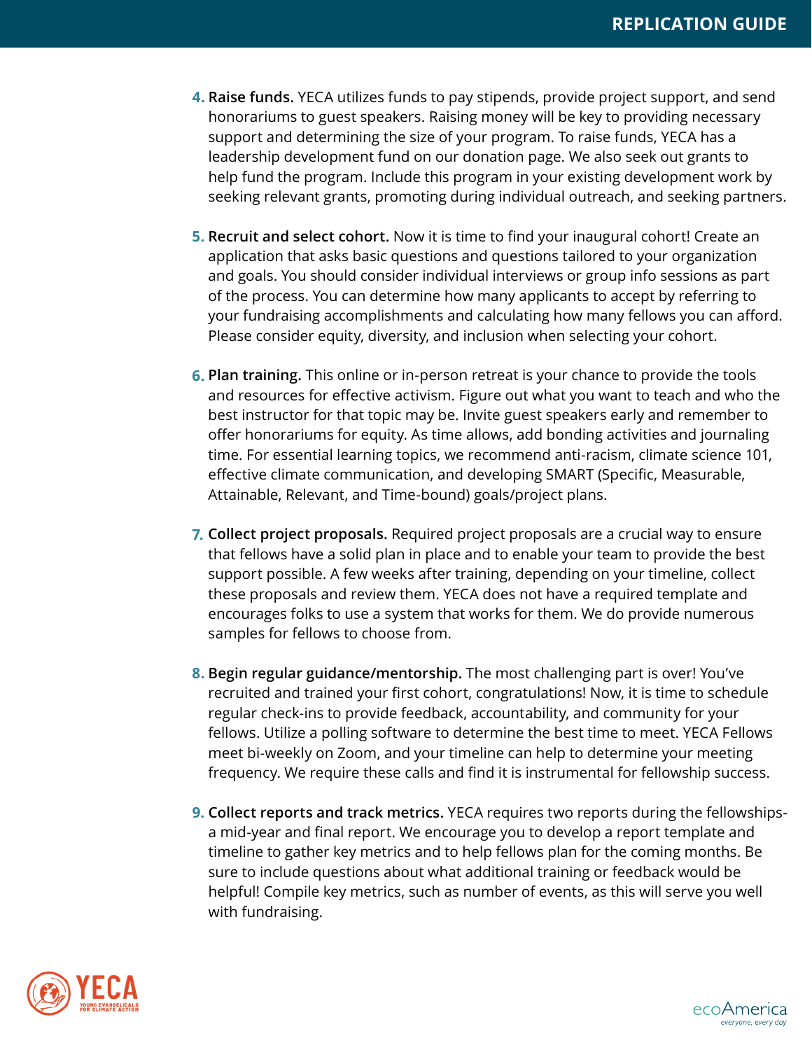4. **Raise funds.** YECA utilizes funds to pay stipends, provide project support, and send honorariums to guest speakers. Raising money will be key to providing necessary support and determining the size of your program. To raise funds, YECA has a leadership development fund on our donation page. We also seek out grants to help fund the program. Include this program in your existing development work by seeking relevant grants, promoting during individual outreach, and seeking partners.

5. **Recruit and select cohort.** Now it is time to find your inaugural cohort! Create an application that asks basic questions and questions tailored to your organization and goals. You should consider individual interviews or group info sessions as part of the process. You can determine how many applicants to accept by referring to your fundraising accomplishments and calculating how many fellows you can afford. Please consider equity, diversity, and inclusion when selecting your cohort.

6. **Plan training.** This online or in-person retreat is your chance to provide the tools and resources for effective activism. Figure out what you want to teach and who the best instructor for that topic may be. Invite guest speakers early and remember to offer honorariums for equity. As time allows, add bonding activities and journaling time. For essential learning topics, we recommend anti-racism, climate science 101, effective climate communication, and developing SMART (Specific, Measurable, Attainable, Relevant, and Time-bound) goals/project plans.

7. **Collect project proposals.** Required project proposals are a crucial way to ensure that fellows have a solid plan in place and to enable your team to provide the best support possible. A few weeks after training, depending on your timeline, collect these proposals and review them. YECA does not have a required template and encourages folks to use a system that works for them. We do provide numerous samples for fellows to choose from.

8. **Begin regular guidance/mentorship.** The most challenging part is over! You've recruited and trained your first cohort, congratulations! Now, it is time to schedule regular check-ins to provide feedback, accountability, and community for your fellows. Utilize a polling software to determine the best time to meet. YECA Fellows meet bi-weekly on Zoom, and your timeline can help to determine your meeting frequency. We require these calls and find it is instrumental for fellowship success.

9. **Collect reports and track metrics.** YECA requires two reports during the fellowships- a mid-year and final report. We encourage you to develop a report template and timeline to gather key metrics and to help fellows plan for the coming months. Be sure to include questions about what additional training or feedback would be helpful! Compile key metrics, such as number of events, as this will serve you well with fundraising.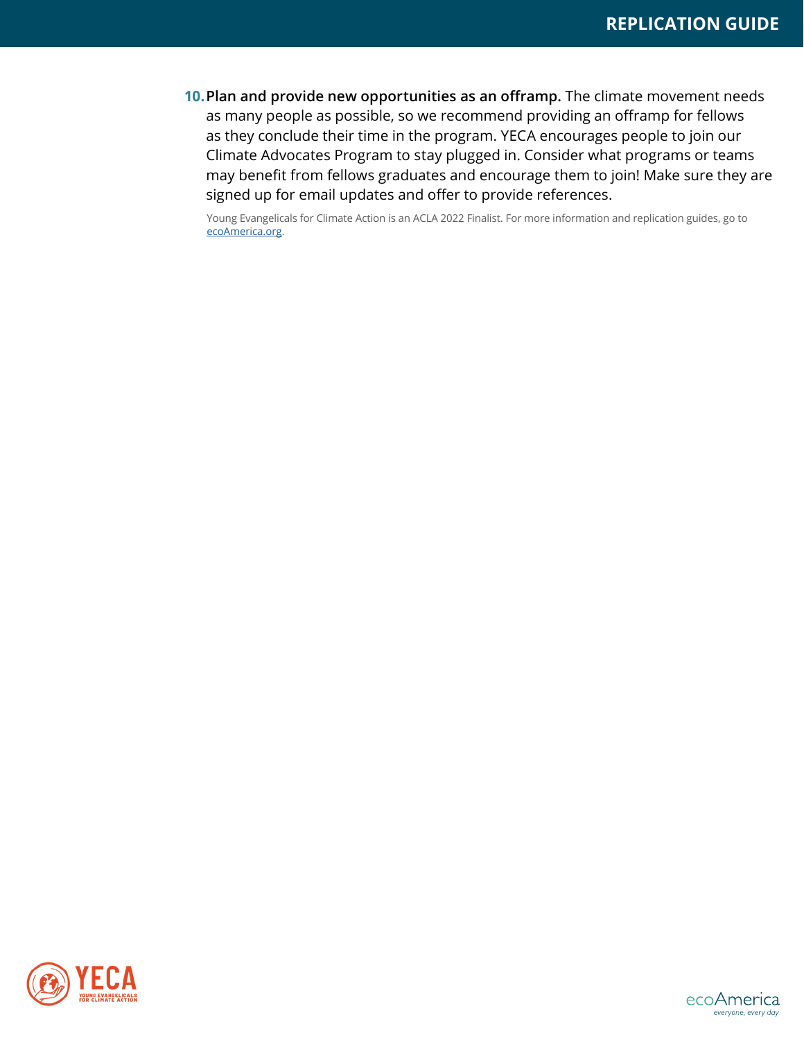10. **Plan and provide new opportunities as an offramp.** The climate movement needs as many people as possible, so we recommend providing an offramp for fellows as they conclude their time in the program. YECA encourages people to join our Climate Advocates Program to stay plugged in. Consider what programs or teams may benefit from fellows graduates and encourage them to join! Make sure they are signed up for email updates and offer to provide references.

Young Evangelicals for Climate Action is an ACLA 2022 Finalist. For more information and replication guides, go to ecoAmerica.org.